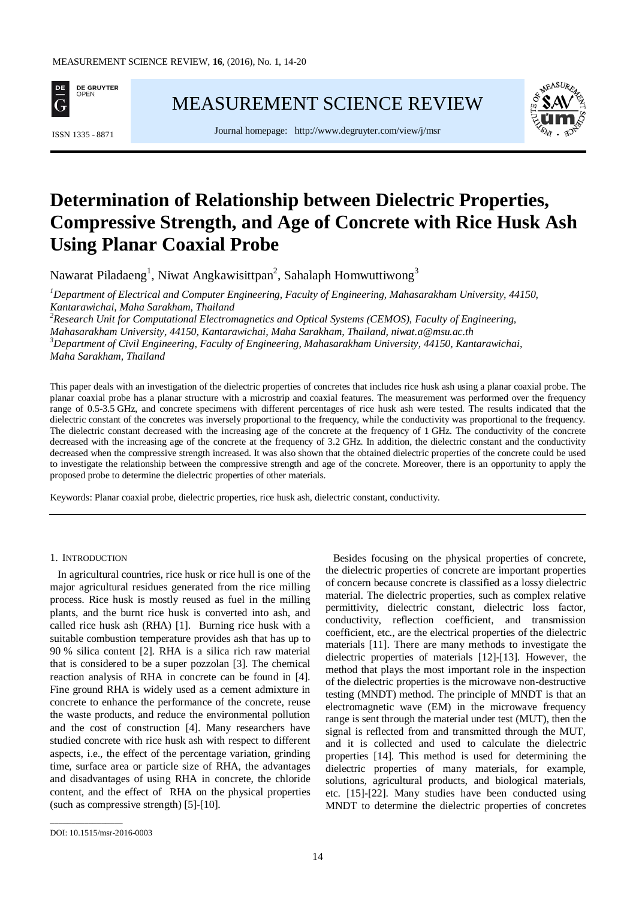# Determination of Relationship between Dielectric Properties, Compressive Strength, and Age of Concrete with Rice Husk Ash Using Planar Coaxial Probe

Nawarat Piladaeng[1], Niwat Angkawisittpan[2], Sahalaph Homwuttiwong[3]

[1] *Department of Electrical and Computer Engineering, Faculty of Engineering, Mahasarakham University, 44150, Kantarawichai, Maha Sarakham, Thailand*

[2] *Research Unit for Computational Electromagnetics and Optical Systems (CEMOS), Faculty of Engineering, Mahasarakham University, 44150, Kantarawichai, Maha Sarakham, Thailand, niwat.a@msu.ac.th*

[3] *Department of Civil Engineering, Faculty of Engineering, Mahasarakham University, 44150, Kantarawichai, Maha Sarakham, Thailand*

This paper deals with an investigation of the dielectric properties of concretes that includes rice husk ash using a planar coaxial probe. The planar coaxial probe has a planar structure with a microstrip and coaxial features. The measurement was performed over the frequency range of 0.5-3.5 GHz, and concrete specimens with different percentages of rice husk ash were tested. The results indicated that the dielectric constant of the concretes was inversely proportional to the frequency, while the conductivity was proportional to the frequency. The dielectric constant decreased with the increasing age of the concrete at the frequency of 1 GHz. The conductivity of the concrete decreased with the increasing age of the concrete at the frequency of 3.2 GHz. In addition, the dielectric constant and the conductivity decreased when the compressive strength increased. It was also shown that the obtained dielectric properties of the concrete could be used to investigate the relationship between the compressive strength and age of the concrete. Moreover, there is an opportunity to apply the proposed probe to determine the dielectric properties of other materials.

Keywords: Planar coaxial probe, dielectric properties, rice husk ash, dielectric constant, conductivity.

## 1. Introduction

In agricultural countries, rice husk or rice hull is one of the major agricultural residues generated from the rice milling process. Rice husk is mostly reused as fuel in the milling plants, and the burnt rice husk is converted into ash, and called rice husk ash (RHA) [1]. Burning rice husk with a suitable combustion temperature provides ash that has up to 90 % silica content [2]. RHA is a silica rich raw material that is considered to be a super pozzolan [3]. The chemical reaction analysis of RHA in concrete can be found in [4]. Fine ground RHA is widely used as a cement admixture in concrete to enhance the performance of the concrete, reuse the waste products, and reduce the environmental pollution and the cost of construction [4]. Many researchers have studied concrete with rice husk ash with respect to different aspects, i.e., the effect of the percentage variation, grinding time, surface area or particle size of RHA, the advantages and disadvantages of using RHA in concrete, the chloride content, and the effect of RHA on the physical properties (such as compressive strength) [5]-[10].

Besides focusing on the physical properties of concrete, the dielectric properties of concrete are important properties of concern because concrete is classified as a lossy dielectric material. The dielectric properties, such as complex relative permittivity, dielectric constant, dielectric loss factor, conductivity, reflection coefficient, and transmission coefficient, etc., are the electrical properties of the dielectric materials [11]. There are many methods to investigate the dielectric properties of materials [12]-[13]. However, the method that plays the most important role in the inspection of the dielectric properties is the microwave non-destructive testing (MNDT) method. The principle of MNDT is that an electromagnetic wave (EM) in the microwave frequency range is sent through the material under test (MUT), then the signal is reflected from and transmitted through the MUT, and it is collected and used to calculate the dielectric properties [14]. This method is used for determining the dielectric properties of many materials, for example, solutions, agricultural products, and biological materials, etc. [15]-[22]. Many studies have been conducted using MNDT to determine the dielectric properties of concretes

DOI: 10.1515/msr-2016-0003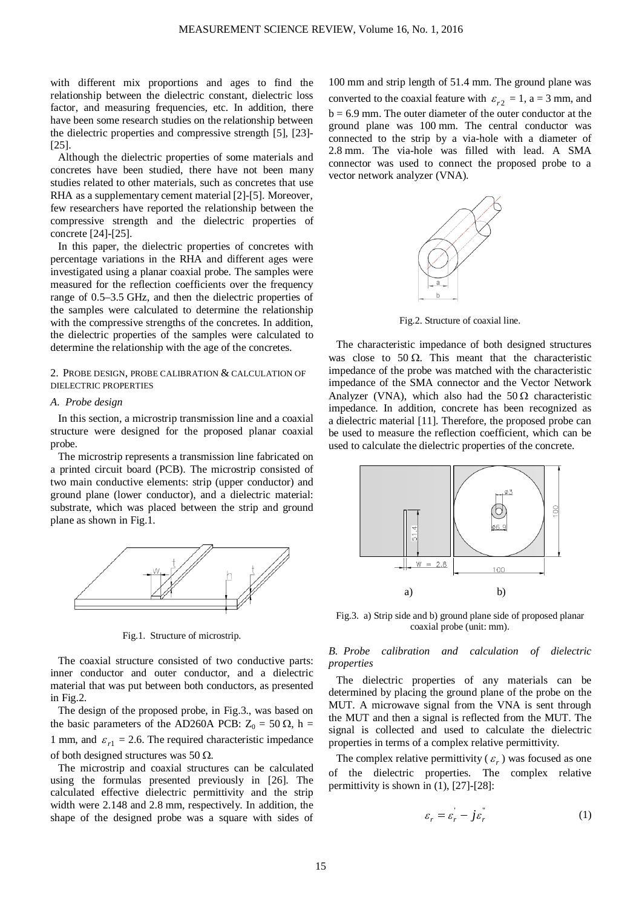with different mix proportions and ages to find the relationship between the dielectric constant, dielectric loss factor, and measuring frequencies, etc. In addition, there have been some research studies on the relationship between the dielectric properties and compressive strength [5], [23]-[25].

Although the dielectric properties of some materials and concretes have been studied, there have not been many studies related to other materials, such as concretes that use RHA as a supplementary cement material [2]-[5]. Moreover, few researchers have reported the relationship between the compressive strength and the dielectric properties of concrete [24]-[25].

In this paper, the dielectric properties of concretes with percentage variations in the RHA and different ages were investigated using a planar coaxial probe. The samples were measured for the reflection coefficients over the frequency range of 0.5–3.5 GHz, and then the dielectric properties of the samples were calculated to determine the relationship with the compressive strengths of the concretes. In addition, the dielectric properties of the samples were calculated to determine the relationship with the age of the concretes.

## 2. Probe design, probe calibration & calculation of dielectric properties

### *A. Probe design*

In this section, a microstrip transmission line and a coaxial structure were designed for the proposed planar coaxial probe.

The microstrip represents a transmission line fabricated on a printed circuit board (PCB). The microstrip consisted of two main conductive elements: strip (upper conductor) and ground plane (lower conductor), and a dielectric material: substrate, which was placed between the strip and ground plane as shown in Fig.1.

Fig.1. Structure of microstrip.

The coaxial structure consisted of two conductive parts: inner conductor and outer conductor, and a dielectric material that was put between both conductors, as presented in Fig.2.

The design of the proposed probe, in Fig.3., was based on the basic parameters of the AD260A PCB: $Z_0$ = 50 Ω, h = 1 mm, and $\varepsilon_{r1}$ = 2.6. The required characteristic impedance of both designed structures was 50 Ω.

The microstrip and coaxial structures can be calculated using the formulas presented previously in [26]. The calculated effective dielectric permittivity and the strip width were 2.148 and 2.8 mm, respectively. In addition, the shape of the designed probe was a square with sides of 100 mm and strip length of 51.4 mm. The ground plane was converted to the coaxial feature with $\varepsilon_{r2}$ = 1, a = 3 mm, and b = 6.9 mm. The outer diameter of the outer conductor at the ground plane was 100 mm. The central conductor was connected to the strip by a via-hole with a diameter of 2.8 mm. The via-hole was filled with lead. A SMA connector was used to connect the proposed probe to a vector network analyzer (VNA).

Fig.2. Structure of coaxial line.

The characteristic impedance of both designed structures was close to 50 Ω. This meant that the characteristic impedance of the probe was matched with the characteristic impedance of the SMA connector and the Vector Network Analyzer (VNA), which also had the 50 Ω characteristic impedance. In addition, concrete has been recognized as a dielectric material [11]. Therefore, the proposed probe can be used to measure the reflection coefficient, which can be used to calculate the dielectric properties of the concrete.

Fig.3. a) Strip side and b) ground plane side of proposed planar coaxial probe (unit: mm).

### *B. Probe calibration and calculation of dielectric properties*

The dielectric properties of any materials can be determined by placing the ground plane of the probe on the MUT. A microwave signal from the VNA is sent through the MUT and then a signal is reflected from the MUT. The signal is collected and used to calculate the dielectric properties in terms of a complex relative permittivity.

The complex relative permittivity ($\varepsilon_r$) was focused as one of the dielectric properties. The complex relative permittivity is shown in (1), [27]-[28]:

$$\varepsilon_r = \varepsilon_r^{'} - j\varepsilon_r^{''} \tag{1}$$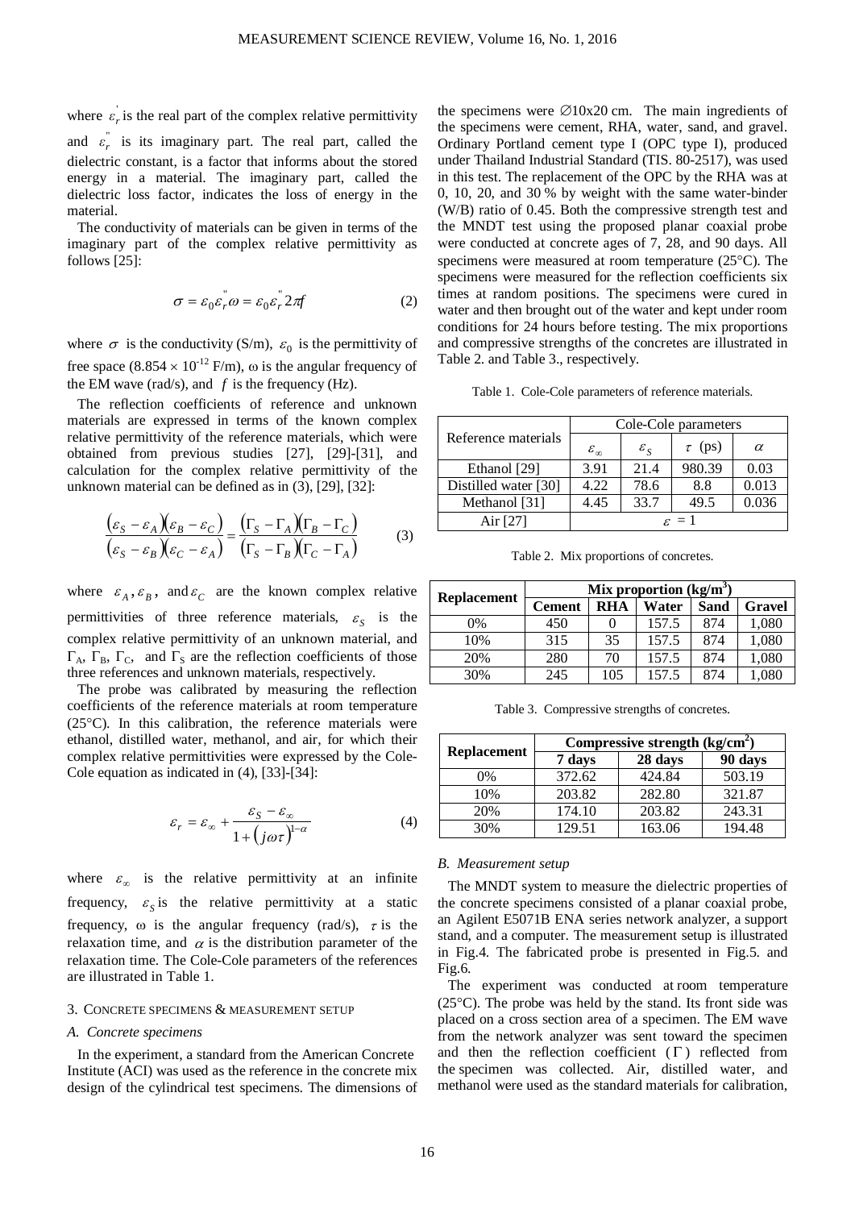where $\varepsilon_r^{'}$ is the real part of the complex relative permittivity and $\varepsilon_r^{''}$ is its imaginary part. The real part, called the dielectric constant, is a factor that informs about the stored energy in a material. The imaginary part, called the dielectric loss factor, indicates the loss of energy in the material.

The conductivity of materials can be given in terms of the imaginary part of the complex relative permittivity as follows [25]:

$$\sigma = \varepsilon_0 \varepsilon_r^{''} \omega = \varepsilon_0 \varepsilon_r^{''} 2\pi f \tag{2}$$

where $\sigma$ is the conductivity (S/m), $\varepsilon_0$ is the permittivity of free space ($8.854 \times 10^{-12}$ F/m), ω is the angular frequency of the EM wave (rad/s), and $f$ is the frequency (Hz).

The reflection coefficients of reference and unknown materials are expressed in terms of the known complex relative permittivity of the reference materials, which were obtained from previous studies [27], [29]-[31], and calculation for the complex relative permittivity of the unknown material can be defined as in (3), [29], [32]:

$$\frac{(\varepsilon_S - \varepsilon_A)(\varepsilon_B - \varepsilon_C)}{(\varepsilon_S - \varepsilon_B)(\varepsilon_C - \varepsilon_A)} = \frac{(\Gamma_S - \Gamma_A)(\Gamma_B - \Gamma_C)}{(\Gamma_S - \Gamma_B)(\Gamma_C - \Gamma_A)} \tag{3}$$

where $\varepsilon_A, \varepsilon_B$, and $\varepsilon_C$ are the known complex relative permittivities of three reference materials, $\varepsilon_S$ is the complex relative permittivity of an unknown material, and $\Gamma_A$, $\Gamma_B$, $\Gamma_C$, and $\Gamma_S$ are the reflection coefficients of those three references and unknown materials, respectively.

The probe was calibrated by measuring the reflection coefficients of the reference materials at room temperature (25°C). In this calibration, the reference materials were ethanol, distilled water, methanol, and air, for which their complex relative permittivities were expressed by the Cole-Cole equation as indicated in (4), [33]-[34]:

$$\varepsilon_r = \varepsilon_\infty + \frac{\varepsilon_S - \varepsilon_\infty}{1 + (j\omega\tau)^{1-\alpha}} \tag{4}$$

where $\varepsilon_\infty$ is the relative permittivity at an infinite frequency, $\varepsilon_S$ is the relative permittivity at a static frequency, ω is the angular frequency (rad/s), $\tau$ is the relaxation time, and $\alpha$ is the distribution parameter of the relaxation time. The Cole-Cole parameters of the references are illustrated in Table 1.

## 3. Concrete specimens & measurement setup

### A. Concrete specimens

In the experiment, a standard from the American Concrete Institute (ACI) was used as the reference in the concrete mix design of the cylindrical test specimens. The dimensions of the specimens were ∅10x20 cm. The main ingredients of the specimens were cement, RHA, water, sand, and gravel. Ordinary Portland cement type I (OPC type I), produced under Thailand Industrial Standard (TIS. 80-2517), was used in this test. The replacement of the OPC by the RHA was at 0, 10, 20, and 30 % by weight with the same water-binder (W/B) ratio of 0.45. Both the compressive strength test and the MNDT test using the proposed planar coaxial probe were conducted at concrete ages of 7, 28, and 90 days. All specimens were measured at room temperature (25°C). The specimens were measured for the reflection coefficients six times at random positions. The specimens were cured in water and then brought out of the water and kept under room conditions for 24 hours before testing. The mix proportions and compressive strengths of the concretes are illustrated in Table 2. and Table 3., respectively.

Table 1. Cole-Cole parameters of reference materials.

| Reference materials | Cole-Cole parameters | | | |
|---|---|---|---|---|
| | $\varepsilon_\infty$ | $\varepsilon_S$ | $\tau$ (ps) | $\alpha$ |
| Ethanol [29] | 3.91 | 21.4 | 980.39 | 0.03 |
| Distilled water [30] | 4.22 | 78.6 | 8.8 | 0.013 |
| Methanol [31] | 4.45 | 33.7 | 49.5 | 0.036 |
| Air [27] | $\varepsilon = 1$ | | | |

Table 2. Mix proportions of concretes.

| **Replacement** | **Mix proportion (kg/m³)** | | | | |
|---|---|---|---|---|---|
| | **Cement** | **RHA** | **Water** | **Sand** | **Gravel** |
| 0% | 450 | 0 | 157.5 | 874 | 1,080 |
| 10% | 315 | 35 | 157.5 | 874 | 1,080 |
| 20% | 280 | 70 | 157.5 | 874 | 1,080 |
| 30% | 245 | 105 | 157.5 | 874 | 1,080 |

Table 3. Compressive strengths of concretes.

| **Replacement** | **Compressive strength (kg/cm²)** | | |
|---|---|---|---|
| | **7 days** | **28 days** | **90 days** |
| 0% | 372.62 | 424.84 | 503.19 |
| 10% | 203.82 | 282.80 | 321.87 |
| 20% | 174.10 | 203.82 | 243.31 |
| 30% | 129.51 | 163.06 | 194.48 |

### B. Measurement setup

The MNDT system to measure the dielectric properties of the concrete specimens consisted of a planar coaxial probe, an Agilent E5071B ENA series network analyzer, a support stand, and a computer. The measurement setup is illustrated in Fig.4. The fabricated probe is presented in Fig.5. and Fig.6.

The experiment was conducted at room temperature (25°C). The probe was held by the stand. Its front side was placed on a cross section area of a specimen. The EM wave from the network analyzer was sent toward the specimen and then the reflection coefficient ($\Gamma$) reflected from the specimen was collected. Air, distilled water, and methanol were used as the standard materials for calibration,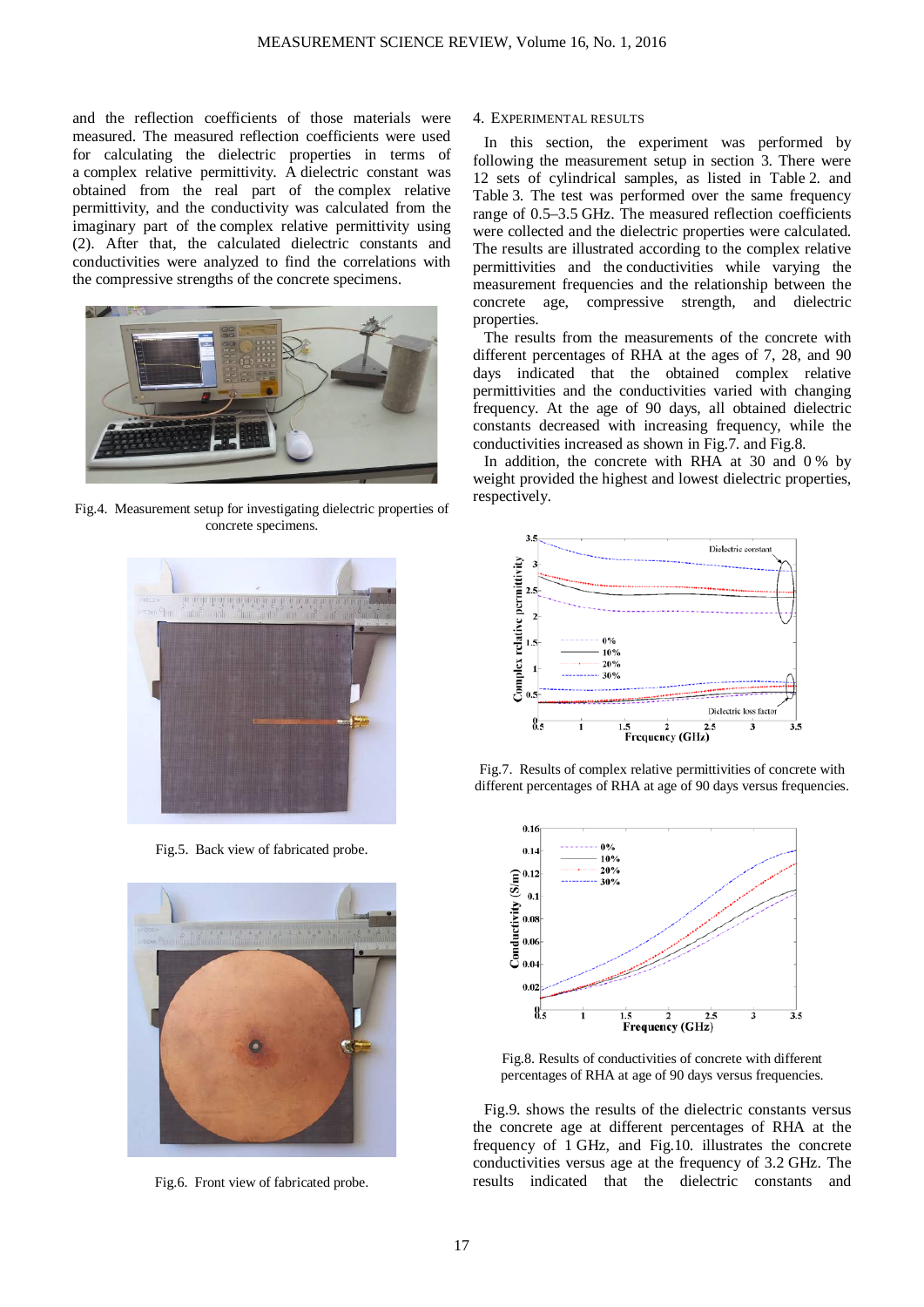and the reflection coefficients of those materials were measured. The measured reflection coefficients were used for calculating the dielectric properties in terms of a complex relative permittivity. A dielectric constant was obtained from the real part of the complex relative permittivity, and the conductivity was calculated from the imaginary part of the complex relative permittivity using (2). After that, the calculated dielectric constants and conductivities were analyzed to find the correlations with the compressive strengths of the concrete specimens.

Fig.4. Measurement setup for investigating dielectric properties of concrete specimens.

Fig.5. Back view of fabricated probe.

Fig.6. Front view of fabricated probe.

## 4. EXPERIMENTAL RESULTS

In this section, the experiment was performed by following the measurement setup in section 3. There were 12 sets of cylindrical samples, as listed in Table 2. and Table 3. The test was performed over the same frequency range of 0.5–3.5 GHz. The measured reflection coefficients were collected and the dielectric properties were calculated. The results are illustrated according to the complex relative permittivities and the conductivities while varying the measurement frequencies and the relationship between the concrete age, compressive strength, and dielectric properties.

The results from the measurements of the concrete with different percentages of RHA at the ages of 7, 28, and 90 days indicated that the obtained complex relative permittivities and the conductivities varied with changing frequency. At the age of 90 days, all obtained dielectric constants decreased with increasing frequency, while the conductivities increased as shown in Fig.7. and Fig.8.

In addition, the concrete with RHA at 30 and 0 % by weight provided the highest and lowest dielectric properties, respectively.

Fig.7. Results of complex relative permittivities of concrete with different percentages of RHA at age of 90 days versus frequencies.

Fig.8. Results of conductivities of concrete with different percentages of RHA at age of 90 days versus frequencies.

Fig.9. shows the results of the dielectric constants versus the concrete age at different percentages of RHA at the frequency of 1 GHz, and Fig.10. illustrates the concrete conductivities versus age at the frequency of 3.2 GHz. The results indicated that the dielectric constants and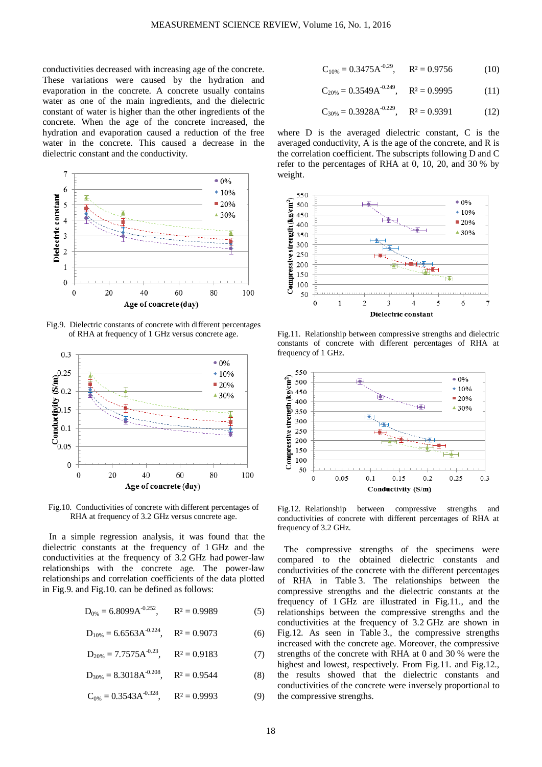conductivities decreased with increasing age of the concrete. These variations were caused by the hydration and evaporation in the concrete. A concrete usually contains water as one of the main ingredients, and the dielectric constant of water is higher than the other ingredients of the concrete. When the age of the concrete increased, the hydration and evaporation caused a reduction of the free water in the concrete. This caused a decrease in the dielectric constant and the conductivity.

Fig.9. Dielectric constants of concrete with different percentages of RHA at frequency of 1 GHz versus concrete age.

Fig.10. Conductivities of concrete with different percentages of RHA at frequency of 3.2 GHz versus concrete age.

In a simple regression analysis, it was found that the dielectric constants at the frequency of 1 GHz and the conductivities at the frequency of 3.2 GHz had power-law relationships with the concrete age. The power-law relationships and correlation coefficients of the data plotted in Fig.9. and Fig.10. can be defined as follows:

$$D_{0\%} = 6.8099A^{-0.252}, \quad R^2 = 0.9989 \tag{5}$$

$$D_{10\%} = 6.6563A^{-0.224}, \quad R^2 = 0.9073 \tag{6}$$

$$D_{20\%} = 7.7575A^{-0.23}, \quad R^2 = 0.9183 \tag{7}$$

$$D_{30\%} = 8.3018A^{-0.208}, \quad R^2 = 0.9544 \tag{8}$$

$$C_{0\%} = 0.3543A^{-0.328}, \quad R^2 = 0.9993 \tag{9}$$

$$C_{10\%} = 0.3475A^{-0.29}, \quad R^2 = 0.9756 \tag{10}$$

$$C_{20\%} = 0.3549A^{-0.249}, \quad R^2 = 0.9995 \tag{11}$$

$$C_{30\%} = 0.3928A^{-0.229}, \quad R^2 = 0.9391 \tag{12}$$

where D is the averaged dielectric constant, C is the averaged conductivity, A is the age of the concrete, and R is the correlation coefficient. The subscripts following D and C refer to the percentages of RHA at 0, 10, 20, and 30 % by weight.

Fig.11. Relationship between compressive strengths and dielectric constants of concrete with different percentages of RHA at frequency of 1 GHz.

Fig.12. Relationship between compressive strengths and conductivities of concrete with different percentages of RHA at frequency of 3.2 GHz.

The compressive strengths of the specimens were compared to the obtained dielectric constants and conductivities of the concrete with the different percentages of RHA in Table 3. The relationships between the compressive strengths and the dielectric constants at the frequency of 1 GHz are illustrated in Fig.11., and the relationships between the compressive strengths and the conductivities at the frequency of 3.2 GHz are shown in Fig.12. As seen in Table 3., the compressive strengths increased with the concrete age. Moreover, the compressive strengths of the concrete with RHA at 0 and 30 % were the highest and lowest, respectively. From Fig.11. and Fig.12., the results showed that the dielectric constants and conductivities of the concrete were inversely proportional to the compressive strengths.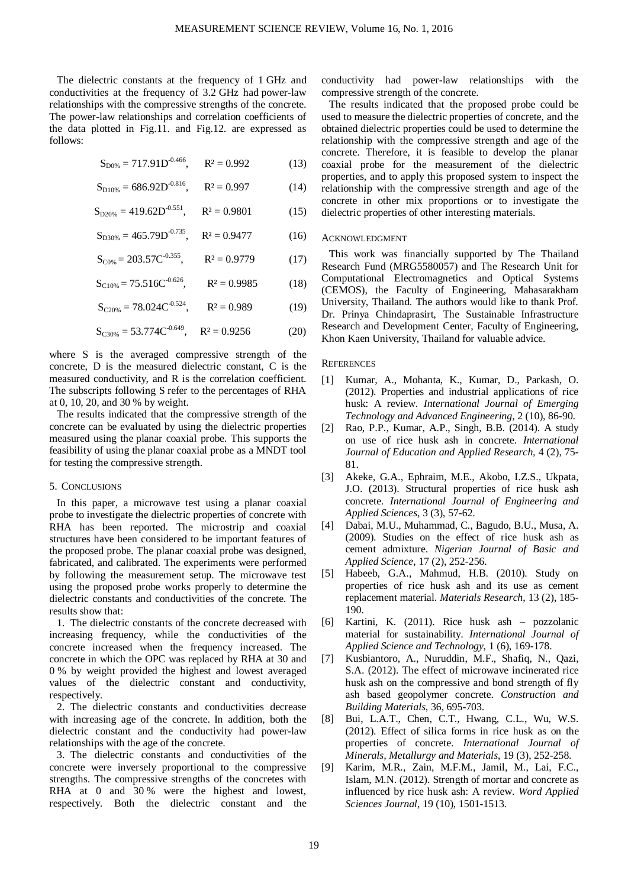The dielectric constants at the frequency of 1 GHz and conductivities at the frequency of 3.2 GHz had power-law relationships with the compressive strengths of the concrete. The power-law relationships and correlation coefficients of the data plotted in Fig.11. and Fig.12. are expressed as follows:

$$S_{D0\%} = 717.91D^{-0.466}, \quad R^2 = 0.992 \tag{13}$$

$$S_{D10\%} = 686.92D^{-0.816}, \quad R^2 = 0.997 \tag{14}$$

$$S_{D20\%} = 419.62D^{-0.551}, \quad R^2 = 0.9801 \tag{15}$$

$$S_{D30\%} = 465.79D^{-0.735}, \quad R^2 = 0.9477 \tag{16}$$

$$S_{C0\%} = 203.57C^{-0.355}, \quad R^2 = 0.9779 \tag{17}$$

$$S_{C10\%} = 75.516C^{-0.626}, \quad R^2 = 0.9985 \tag{18}$$

$$S_{C20\%} = 78.024C^{-0.524}, \quad R^2 = 0.989 \tag{19}$$

$$S_{C30\%} = 53.774C^{-0.649}, \quad R^2 = 0.9256 \tag{20}$$

where S is the averaged compressive strength of the concrete, D is the measured dielectric constant, C is the measured conductivity, and R is the correlation coefficient. The subscripts following S refer to the percentages of RHA at 0, 10, 20, and 30 % by weight.

The results indicated that the compressive strength of the concrete can be evaluated by using the dielectric properties measured using the planar coaxial probe. This supports the feasibility of using the planar coaxial probe as a MNDT tool for testing the compressive strength.

## 5. Conclusions

In this paper, a microwave test using a planar coaxial probe to investigate the dielectric properties of concrete with RHA has been reported. The microstrip and coaxial structures have been considered to be important features of the proposed probe. The planar coaxial probe was designed, fabricated, and calibrated. The experiments were performed by following the measurement setup. The microwave test using the proposed probe works properly to determine the dielectric constants and conductivities of the concrete. The results show that:

1. The dielectric constants of the concrete decreased with increasing frequency, while the conductivities of the concrete increased when the frequency increased. The concrete in which the OPC was replaced by RHA at 30 and 0 % by weight provided the highest and lowest averaged values of the dielectric constant and conductivity, respectively.

2. The dielectric constants and conductivities decrease with increasing age of the concrete. In addition, both the dielectric constant and the conductivity had power-law relationships with the age of the concrete.

3. The dielectric constants and conductivities of the concrete were inversely proportional to the compressive strengths. The compressive strengths of the concretes with RHA at 0 and 30 % were the highest and lowest, respectively. Both the dielectric constant and the conductivity had power-law relationships with the compressive strength of the concrete.

The results indicated that the proposed probe could be used to measure the dielectric properties of concrete, and the obtained dielectric properties could be used to determine the relationship with the compressive strength and age of the concrete. Therefore, it is feasible to develop the planar coaxial probe for the measurement of the dielectric properties, and to apply this proposed system to inspect the relationship with the compressive strength and age of the concrete in other mix proportions or to investigate the dielectric properties of other interesting materials.

## Acknowledgment

This work was financially supported by The Thailand Research Fund (MRG5580057) and The Research Unit for Computational Electromagnetics and Optical Systems (CEMOS), the Faculty of Engineering, Mahasarakham University, Thailand. The authors would like to thank Prof. Dr. Prinya Chindaprasirt, The Sustainable Infrastructure Research and Development Center, Faculty of Engineering, Khon Kaen University, Thailand for valuable advice.

## References

[1] Kumar, A., Mohanta, K., Kumar, D., Parkash, O. (2012). Properties and industrial applications of rice husk: A review. *International Journal of Emerging Technology and Advanced Engineering*, 2 (10), 86-90.

[2] Rao, P.P., Kumar, A.P., Singh, B.B. (2014). A study on use of rice husk ash in concrete. *International Journal of Education and Applied Research*, 4 (2), 75-81.

[3] Akeke, G.A., Ephraim, M.E., Akobo, I.Z.S., Ukpata, J.O. (2013). Structural properties of rice husk ash concrete. *International Journal of Engineering and Applied Sciences*, 3 (3), 57-62.

[4] Dabai, M.U., Muhammad, C., Bagudo, B.U., Musa, A. (2009). Studies on the effect of rice husk ash as cement admixture. *Nigerian Journal of Basic and Applied Science*, 17 (2), 252-256.

[5] Habeeb, G.A., Mahmud, H.B. (2010). Study on properties of rice husk ash and its use as cement replacement material. *Materials Research*, 13 (2), 185-190.

[6] Kartini, K. (2011). Rice husk ash – pozzolanic material for sustainability. *International Journal of Applied Science and Technology*, 1 (6), 169-178.

[7] Kusbiantoro, A., Nuruddin, M.F., Shafiq, N., Qazi, S.A. (2012). The effect of microwave incinerated rice husk ash on the compressive and bond strength of fly ash based geopolymer concrete. *Construction and Building Materials*, 36, 695-703.

[8] Bui, L.A.T., Chen, C.T., Hwang, C.L., Wu, W.S. (2012). Effect of silica forms in rice husk as on the properties of concrete. *International Journal of Minerals, Metallurgy and Materials*, 19 (3), 252-258.

[9] Karim, M.R., Zain, M.F.M., Jamil, M., Lai, F.C., Islam, M.N. (2012). Strength of mortar and concrete as influenced by rice husk ash: A review. *Word Applied Sciences Journal*, 19 (10), 1501-1513.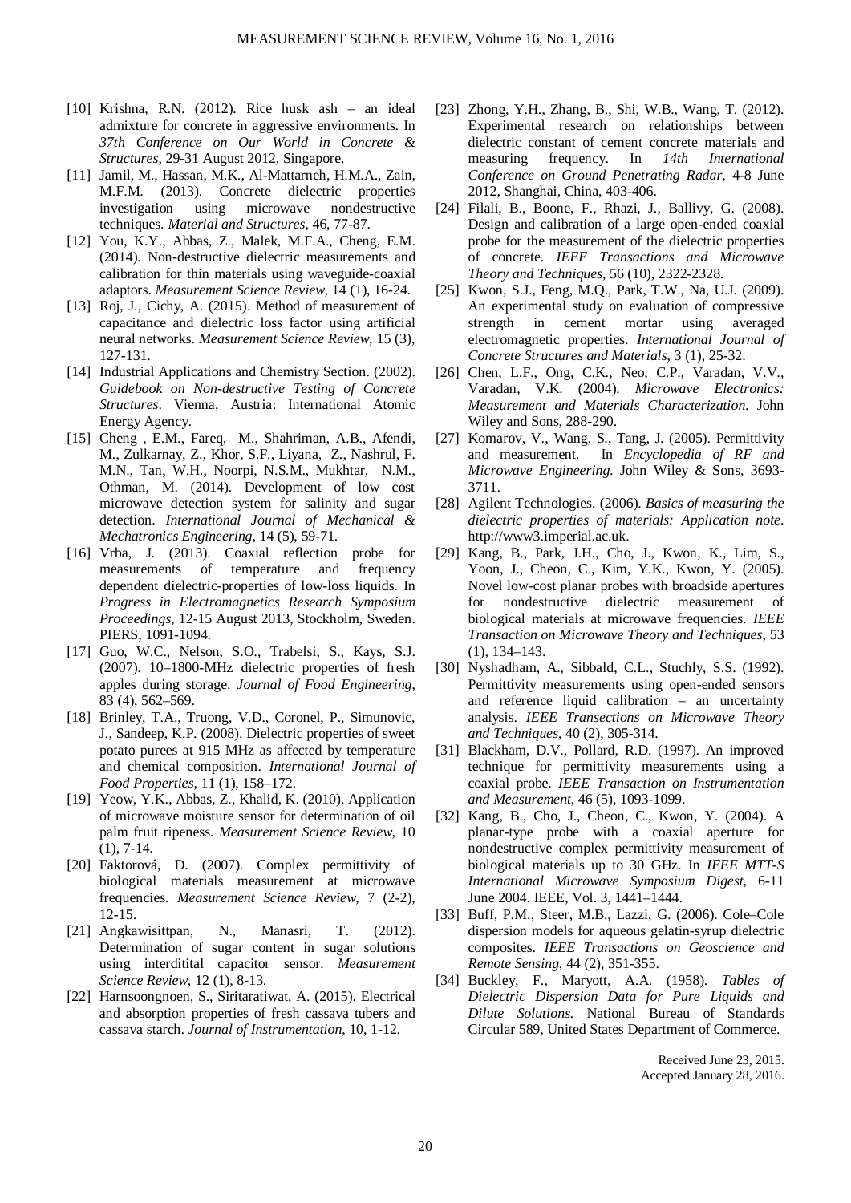[10] Krishna, R.N. (2012). Rice husk ash – an ideal admixture for concrete in aggressive environments. In *37th Conference on Our World in Concrete & Structures*, 29-31 August 2012, Singapore.

[11] Jamil, M., Hassan, M.K., Al-Mattarneh, H.M.A., Zain, M.F.M. (2013). Concrete dielectric properties investigation using microwave nondestructive techniques. *Material and Structures,* 46, 77-87.

[12] You, K.Y., Abbas, Z., Malek, M.F.A., Cheng, E.M. (2014). Non-destructive dielectric measurements and calibration for thin materials using waveguide-coaxial adaptors. *Measurement Science Review*, 14 (1), 16-24.

[13] Roj, J., Cichy, A. (2015). Method of measurement of capacitance and dielectric loss factor using artificial neural networks. *Measurement Science Review*, 15 (3), 127-131.

[14] Industrial Applications and Chemistry Section. (2002). *Guidebook on Non-destructive Testing of Concrete Structures*. Vienna, Austria: International Atomic Energy Agency.

[15] Cheng , E.M., Fareq, M., Shahriman, A.B., Afendi, M., Zulkarnay, Z., Khor, S.F., Liyana, Z., Nashrul, F. M.N., Tan, W.H., Noorpi, N.S.M., Mukhtar, N.M., Othman, M. (2014). Development of low cost microwave detection system for salinity and sugar detection. *International Journal of Mechanical & Mechatronics Engineering*, 14 (5), 59-71.

[16] Vrba, J. (2013). Coaxial reflection probe for measurements of temperature and frequency dependent dielectric-properties of low-loss liquids. In *Progress in Electromagnetics Research Symposium Proceedings*, 12-15 August 2013, Stockholm, Sweden. PIERS, 1091-1094.

[17] Guo, W.C., Nelson, S.O., Trabelsi, S., Kays, S.J. (2007). 10–1800-MHz dielectric properties of fresh apples during storage. *Journal of Food Engineering*, 83 (4), 562–569.

[18] Brinley, T.A., Truong, V.D., Coronel, P., Simunovic, J., Sandeep, K.P. (2008). Dielectric properties of sweet potato purees at 915 MHz as affected by temperature and chemical composition. *International Journal of Food Properties*, 11 (1), 158–172.

[19] Yeow, Y.K., Abbas, Z., Khalid, K. (2010). Application of microwave moisture sensor for determination of oil palm fruit ripeness. *Measurement Science Review,* 10 (1), 7-14.

[20] Faktorová, D. (2007). Complex permittivity of biological materials measurement at microwave frequencies. *Measurement Science Review*, 7 (2-2), 12-15.

[21] Angkawisittpan, N., Manasri, T. (2012). Determination of sugar content in sugar solutions using interditital capacitor sensor. *Measurement Science Review*, 12 (1), 8-13.

[22] Harnsoongnoen, S., Siritaratiwat, A. (2015). Electrical and absorption properties of fresh cassava tubers and cassava starch. *Journal of Instrumentation*, 10, 1-12.

[23] Zhong, Y.H., Zhang, B., Shi, W.B., Wang, T. (2012). Experimental research on relationships between dielectric constant of cement concrete materials and measuring frequency. In *14th International Conference on Ground Penetrating Radar*, 4-8 June 2012, Shanghai, China, 403-406.

[24] Filali, B., Boone, F., Rhazi, J., Ballivy, G. (2008). Design and calibration of a large open-ended coaxial probe for the measurement of the dielectric properties of concrete. *IEEE Transactions and Microwave Theory and Techniques*, 56 (10), 2322-2328.

[25] Kwon, S.J., Feng, M.Q., Park, T.W., Na, U.J. (2009). An experimental study on evaluation of compressive strength in cement mortar using averaged electromagnetic properties. *International Journal of Concrete Structures and Materials*, 3 (1), 25-32.

[26] Chen, L.F., Ong, C.K., Neo, C.P., Varadan, V.V., Varadan, V.K. (2004). *Microwave Electronics: Measurement and Materials Characterization.* John Wiley and Sons, 288-290.

[27] Komarov, V., Wang, S., Tang, J. (2005). Permittivity and measurement. In *Encyclopedia of RF and Microwave Engineering.* John Wiley & Sons, 3693-3711.

[28] Agilent Technologies. (2006). *Basics of measuring the dielectric properties of materials: Application note*. http://www3.imperial.ac.uk.

[29] Kang, B., Park, J.H., Cho, J., Kwon, K., Lim, S., Yoon, J., Cheon, C., Kim, Y.K., Kwon, Y. (2005). Novel low-cost planar probes with broadside apertures for nondestructive dielectric measurement of biological materials at microwave frequencies. *IEEE Transaction on Microwave Theory and Techniques*, 53 (1), 134–143.

[30] Nyshadham, A., Sibbald, C.L., Stuchly, S.S. (1992). Permittivity measurements using open-ended sensors and reference liquid calibration – an uncertainty analysis. *IEEE Transections on Microwave Theory and Techniques*, 40 (2), 305-314.

[31] Blackham, D.V., Pollard, R.D. (1997). An improved technique for permittivity measurements using a coaxial probe. *IEEE Transaction on Instrumentation and Measurement*, 46 (5), 1093-1099.

[32] Kang, B., Cho, J., Cheon, C., Kwon, Y. (2004). A planar-type probe with a coaxial aperture for nondestructive complex permittivity measurement of biological materials up to 30 GHz. In *IEEE MTT-S International Microwave Symposium Digest*, 6-11 June 2004. IEEE, Vol. 3, 1441–1444.

[33] Buff, P.M., Steer, M.B., Lazzi, G. (2006). Cole–Cole dispersion models for aqueous gelatin-syrup dielectric composites. *IEEE Transactions on Geoscience and Remote Sensing*, 44 (2), 351-355.

[34] Buckley, F., Maryott, A.A. (1958). *Tables of Dielectric Dispersion Data for Pure Liquids and Dilute Solutions.* National Bureau of Standards Circular 589, United States Department of Commerce.

Received June 23, 2015.
Accepted January 28, 2016.